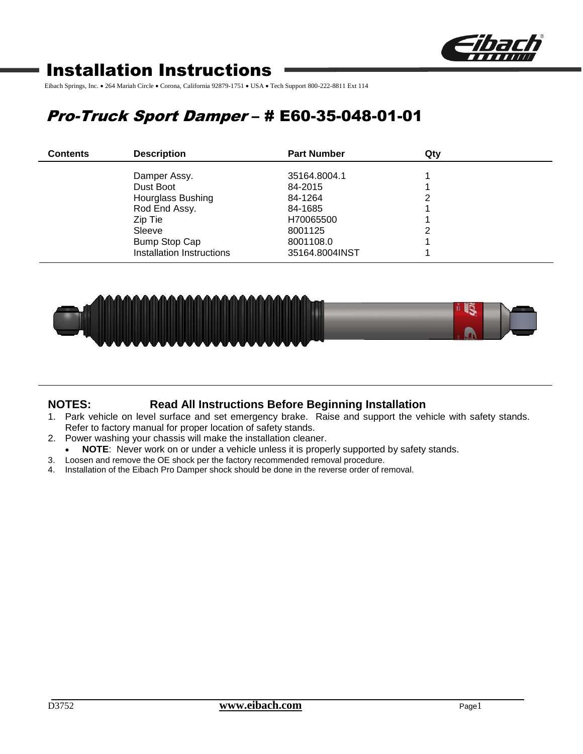// Installation Instructions

Eibach Springs, Inc. • 264 Mariah Circle • Corona, California 92879-1751 • USA • Tech Support 800-222-8811 Ext 114

## *Pro-Truck Sport Damper* – # E60-35-048-01-01

| Contents | Description | Part Number | Qty |
|---|---|---|---|
| | Damper Assy. | 35164.8004.1 | 1 |
| | Dust Boot | 84-2015 | 1 |
| | Hourglass Bushing | 84-1264 | 2 |
| | Rod End Assy. | 84-1685 | 1 |
| | Zip Tie | H70065500 | 1 |
| | Sleeve | 8001125 | 2 |
| | Bump Stop Cap | 8001108.0 | 1 |
| | Installation Instructions | 35164.8004INST | 1 |

### NOTES: Read All Instructions Before Beginning Installation

1. Park vehicle on level surface and set emergency brake. Raise and support the vehicle with safety stands. Refer to factory manual for proper location of safety stands.
2. Power washing your chassis will make the installation cleaner.
   - **NOTE**: Never work on or under a vehicle unless it is properly supported by safety stands.
3. Loosen and remove the OE shock per the factory recommended removal procedure.
4. Installation of the Eibach Pro Damper shock should be done in the reverse order of removal.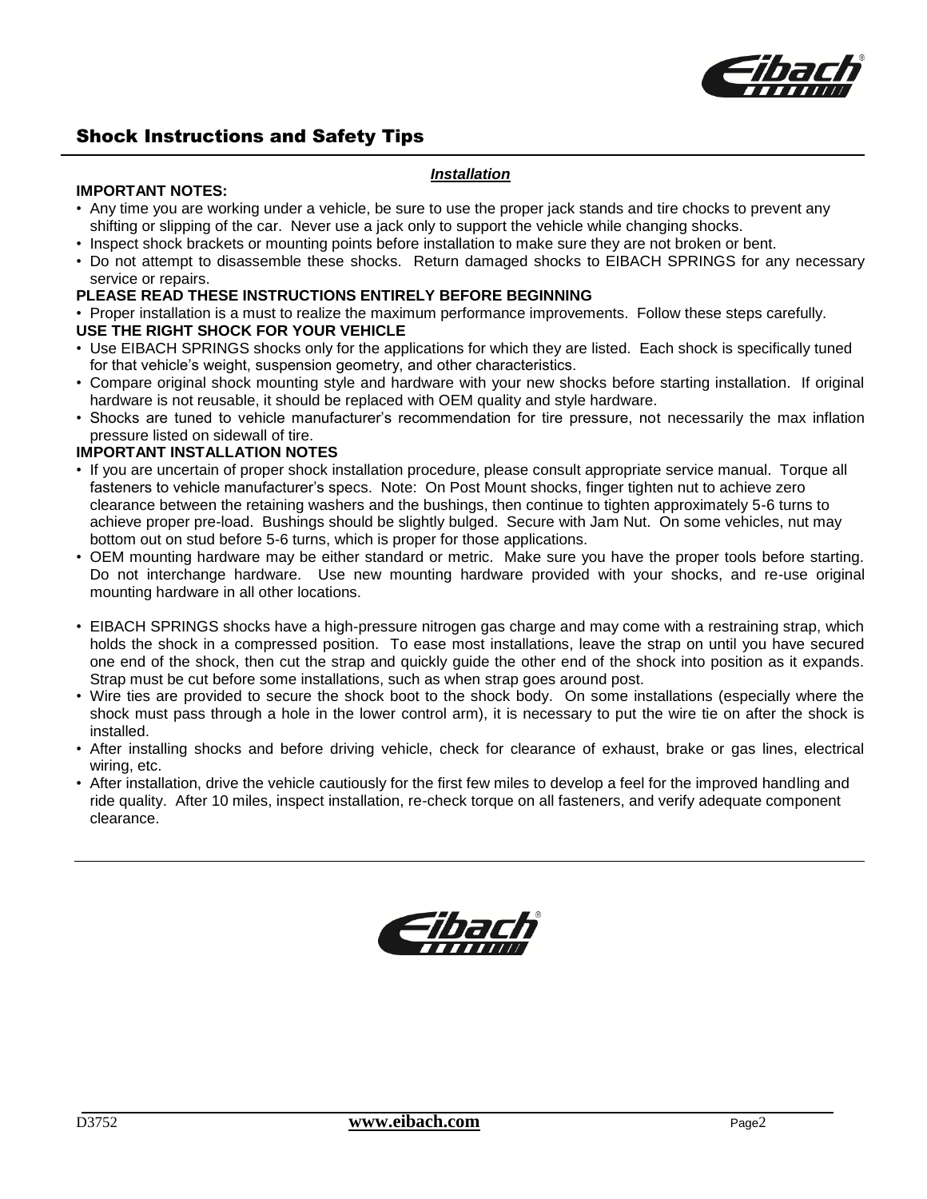## Shock Instructions and Safety Tips

***Installation***

**IMPORTANT NOTES:**

- Any time you are working under a vehicle, be sure to use the proper jack stands and tire chocks to prevent any shifting or slipping of the car. Never use a jack only to support the vehicle while changing shocks.
- Inspect shock brackets or mounting points before installation to make sure they are not broken or bent.
- Do not attempt to disassemble these shocks. Return damaged shocks to EIBACH SPRINGS for any necessary service or repairs.

**PLEASE READ THESE INSTRUCTIONS ENTIRELY BEFORE BEGINNING**

- Proper installation is a must to realize the maximum performance improvements. Follow these steps carefully.

**USE THE RIGHT SHOCK FOR YOUR VEHICLE**

- Use EIBACH SPRINGS shocks only for the applications for which they are listed. Each shock is specifically tuned for that vehicle's weight, suspension geometry, and other characteristics.
- Compare original shock mounting style and hardware with your new shocks before starting installation. If original hardware is not reusable, it should be replaced with OEM quality and style hardware.
- Shocks are tuned to vehicle manufacturer's recommendation for tire pressure, not necessarily the max inflation pressure listed on sidewall of tire.

**IMPORTANT INSTALLATION NOTES**

- If you are uncertain of proper shock installation procedure, please consult appropriate service manual. Torque all fasteners to vehicle manufacturer's specs. Note: On Post Mount shocks, finger tighten nut to achieve zero clearance between the retaining washers and the bushings, then continue to tighten approximately 5-6 turns to achieve proper pre-load. Bushings should be slightly bulged. Secure with Jam Nut. On some vehicles, nut may bottom out on stud before 5-6 turns, which is proper for those applications.
- OEM mounting hardware may be either standard or metric. Make sure you have the proper tools before starting. Do not interchange hardware. Use new mounting hardware provided with your shocks, and re-use original mounting hardware in all other locations.
- EIBACH SPRINGS shocks have a high-pressure nitrogen gas charge and may come with a restraining strap, which holds the shock in a compressed position. To ease most installations, leave the strap on until you have secured one end of the shock, then cut the strap and quickly guide the other end of the shock into position as it expands. Strap must be cut before some installations, such as when strap goes around post.
- Wire ties are provided to secure the shock boot to the shock body. On some installations (especially where the shock must pass through a hole in the lower control arm), it is necessary to put the wire tie on after the shock is installed.
- After installing shocks and before driving vehicle, check for clearance of exhaust, brake or gas lines, electrical wiring, etc.
- After installation, drive the vehicle cautiously for the first few miles to develop a feel for the improved handling and ride quality. After 10 miles, inspect installation, re-check torque on all fasteners, and verify adequate component clearance.